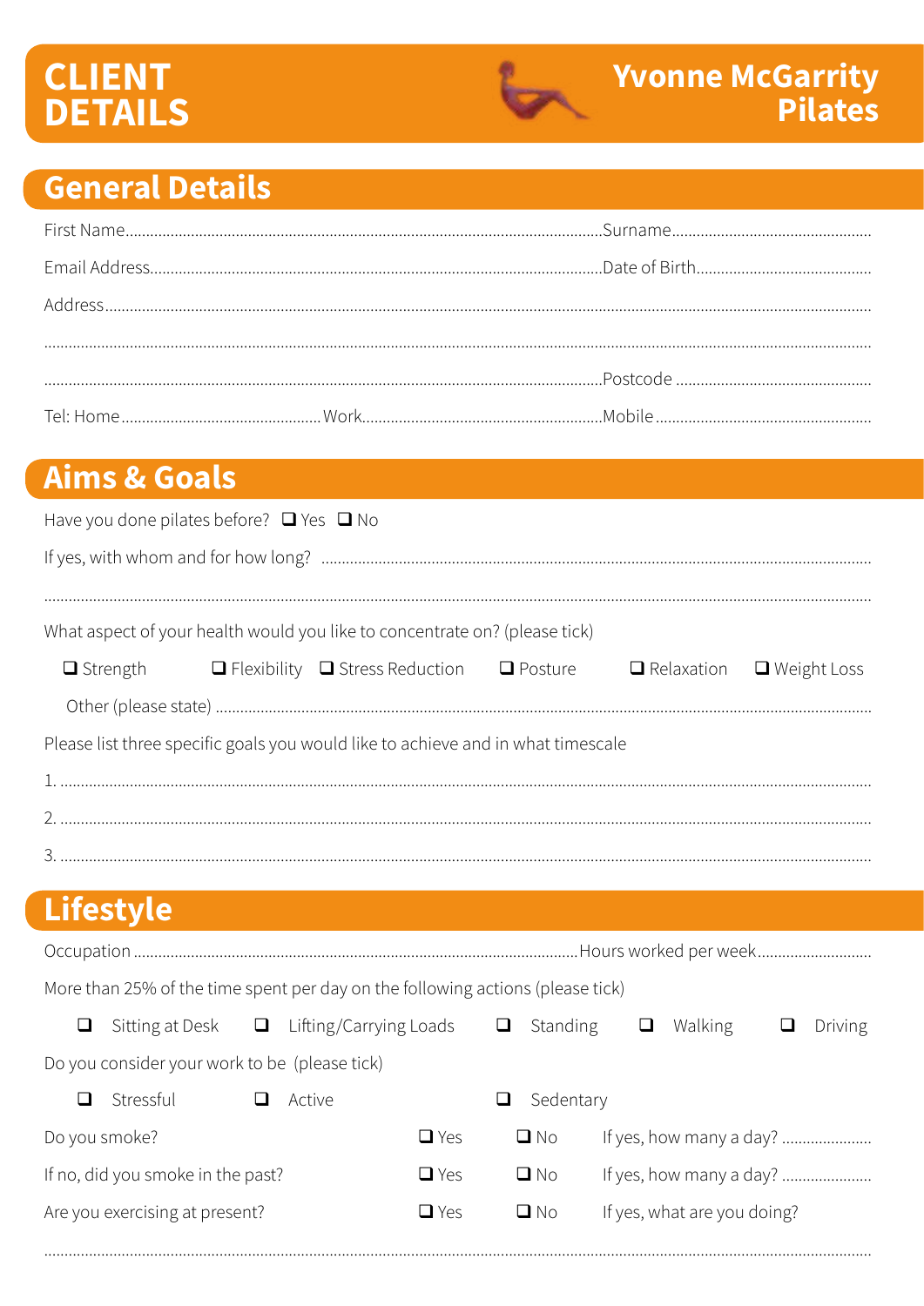# CLIENT DETAILS

**Yvonne McGarrity Pilates**

## General Details

First Name.......................................................................................................Surname................................................

Email Address...................................................................................................Date of Birth...........................................

Address.........................................................................................................................................................................................

.......................................................................................................................................................................................................

.........................................................................................................................................Postcode ...............................................

Tel: Home.................................................Work..........................................................Mobile.....................................................

## Aims & Goals

Have you done pilates before? ❑ Yes ❑ No

If yes, with whom and for how long? .........................................................................................................................................

.......................................................................................................................................................................................................

What aspect of your health would you like to concentrate on? (please tick)

❑ Strength ❑ Flexibility ❑ Stress Reduction ❑ Posture ❑ Relaxation ❑ Weight Loss

Other (please state) ...................................................................................................................................................................

Please list three specific goals you would like to achieve and in what timescale

1. .................................................................................................................................................................................................

2. .................................................................................................................................................................................................

3. .................................................................................................................................................................................................

## Lifestyle

Occupation ...............................................................................................Hours worked per week...........................

More than 25% of the time spent per day on the following actions (please tick)

❑ Sitting at Desk ❑ Lifting/Carrying Loads ❑ Standing ❑ Walking ❑ Driving

Do you consider your work to be (please tick)

❑ Stressful ❑ Active ❑ Sedentary

Do you smoke? ❑ Yes ❑ No If yes, how many a day? ......................

If no, did you smoke in the past? ❑ Yes ❑ No If yes, how many a day? ......................

Are you exercising at present? ❑ Yes ❑ No If yes, what are you doing?

.......................................................................................................................................................................................................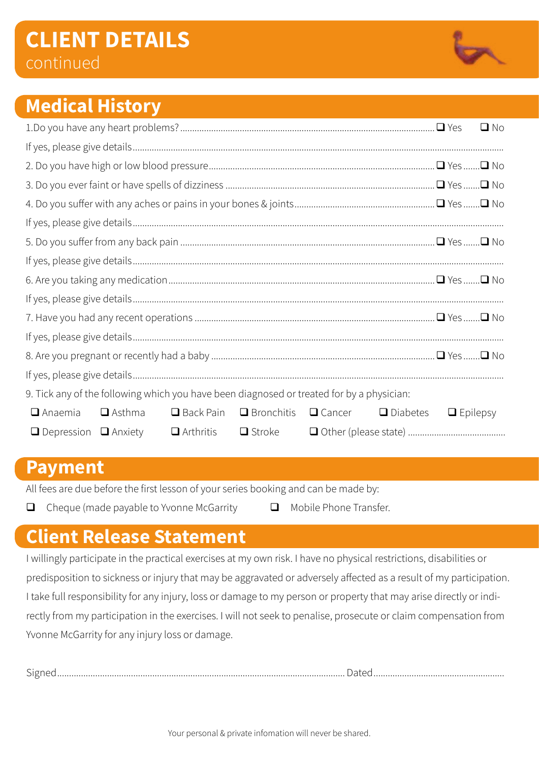# CLIENT DETAILS
continued

## Medical History

1.Do you have any heart problems? ☐ Yes ☐ No

If yes, please give details

2. Do you have high or low blood pressure ☐ Yes ☐ No

3. Do you ever faint or have spells of dizziness ☐ Yes ☐ No

4. Do you suffer with any aches or pains in your bones & joints ☐ Yes ☐ No

If yes, please give details

5. Do you suffer from any back pain ☐ Yes ☐ No

If yes, please give details

6. Are you taking any medication ☐ Yes ☐ No

If yes, please give details

7. Have you had any recent operations ☐ Yes ☐ No

If yes, please give details

8. Are you pregnant or recently had a baby ☐ Yes ☐ No

If yes, please give details

9. Tick any of the following which you have been diagnosed or treated for by a physician:

☐ Anaemia ☐ Asthma ☐ Back Pain ☐ Bronchitis ☐ Cancer ☐ Diabetes ☐ Epilepsy

☐ Depression ☐ Anxiety ☐ Arthritis ☐ Stroke ☐ Other (please state)

## Payment

All fees are due before the first lesson of your series booking and can be made by:

☐ Cheque (made payable to Yvonne McGarrity ☐ Mobile Phone Transfer.

## Client Release Statement

I willingly participate in the practical exercises at my own risk. I have no physical restrictions, disabilities or predisposition to sickness or injury that may be aggravated or adversely affected as a result of my participation. I take full responsibility for any injury, loss or damage to my person or property that may arise directly or indirectly from my participation in the exercises. I will not seek to penalise, prosecute or claim compensation from Yvonne McGarrity for any injury loss or damage.

Signed Dated

Your personal & private infomation will never be shared.